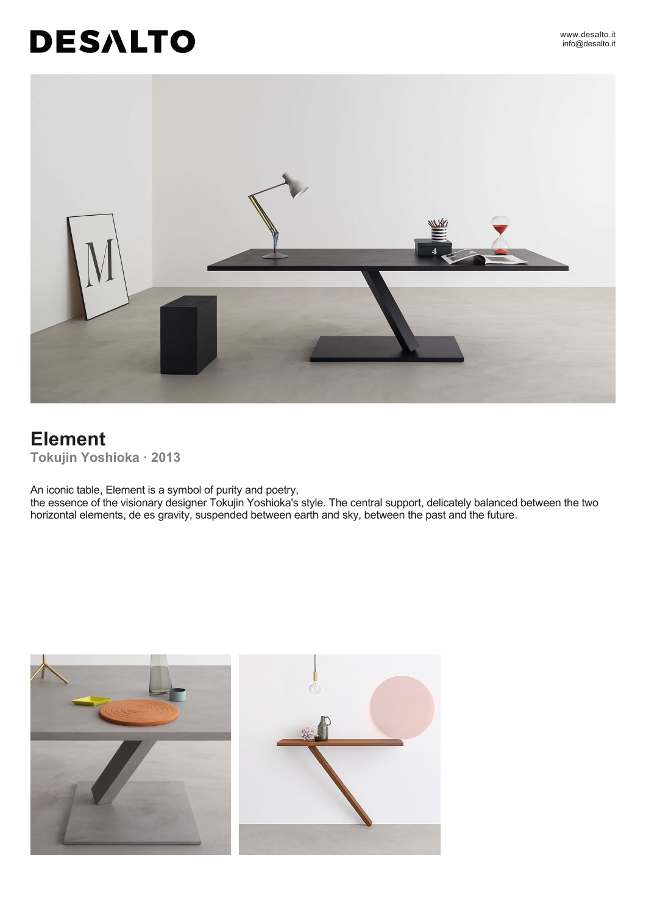# DESALTO

www.desalto.it
info@desalto.it

## Element

**Tokujin Yoshioka · 2013**

An iconic table, Element is a symbol of purity and poetry,
the essence of the visionary designer Tokujin Yoshioka's style. The central support, delicately balanced between the two horizontal elements, de es gravity, suspended between earth and sky, between the past and the future.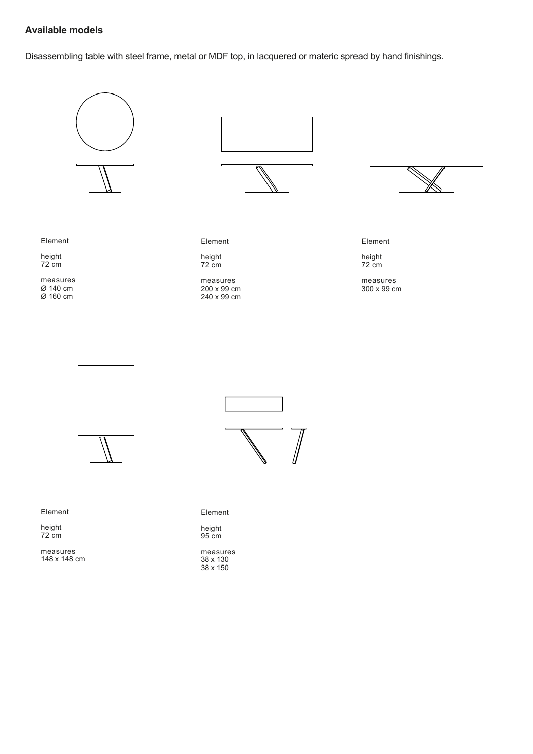## Available models

Disassembling table with steel frame, metal or MDF top, in lacquered or materic spread by hand finishings.

Element

height
72 cm

measures
Ø 140 cm
Ø 160 cm

Element

height
72 cm

measures
200 x 99 cm
240 x 99 cm

Element

height
72 cm

measures
300 x 99 cm

Element

height
72 cm

measures
148 x 148 cm

Element

height
95 cm

measures
38 x 130
38 x 150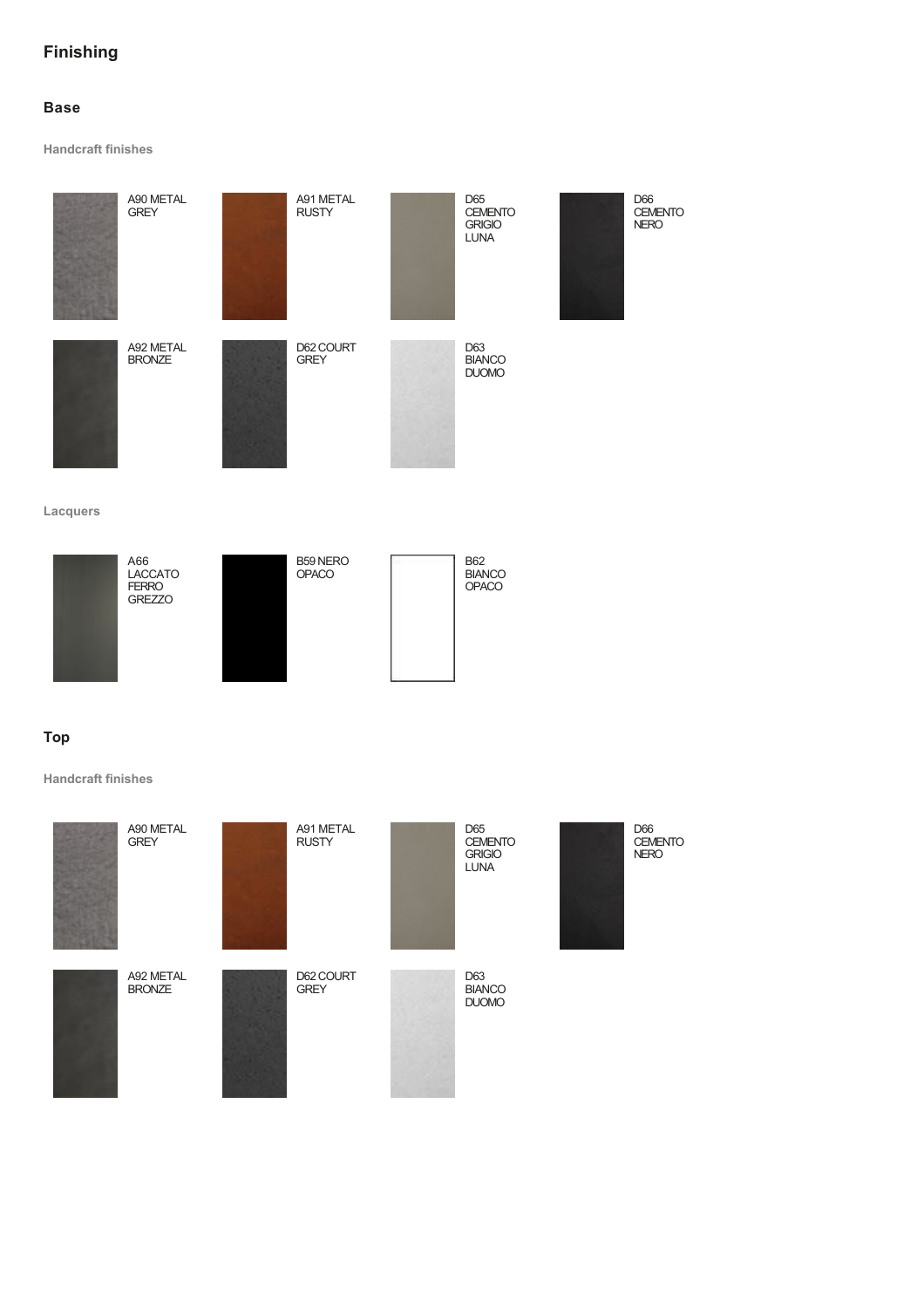# Finishing

## Base

### Handcraft finishes

- A90 METAL GREY
- A91 METAL RUSTY
- D65 CEMENTO GRIGIO LUNA
- D66 CEMENTO NERO
- A92 METAL BRONZE
- D62 COURT GREY
- D63 BIANCO DUOMO

### Lacquers

- A66 LACCATO FERRO GREZZO
- B59 NERO OPACO
- B62 BIANCO OPACO

## Top

### Handcraft finishes

- A90 METAL GREY
- A91 METAL RUSTY
- D65 CEMENTO GRIGIO LUNA
- D66 CEMENTO NERO
- A92 METAL BRONZE
- D62 COURT GREY
- D63 BIANCO DUOMO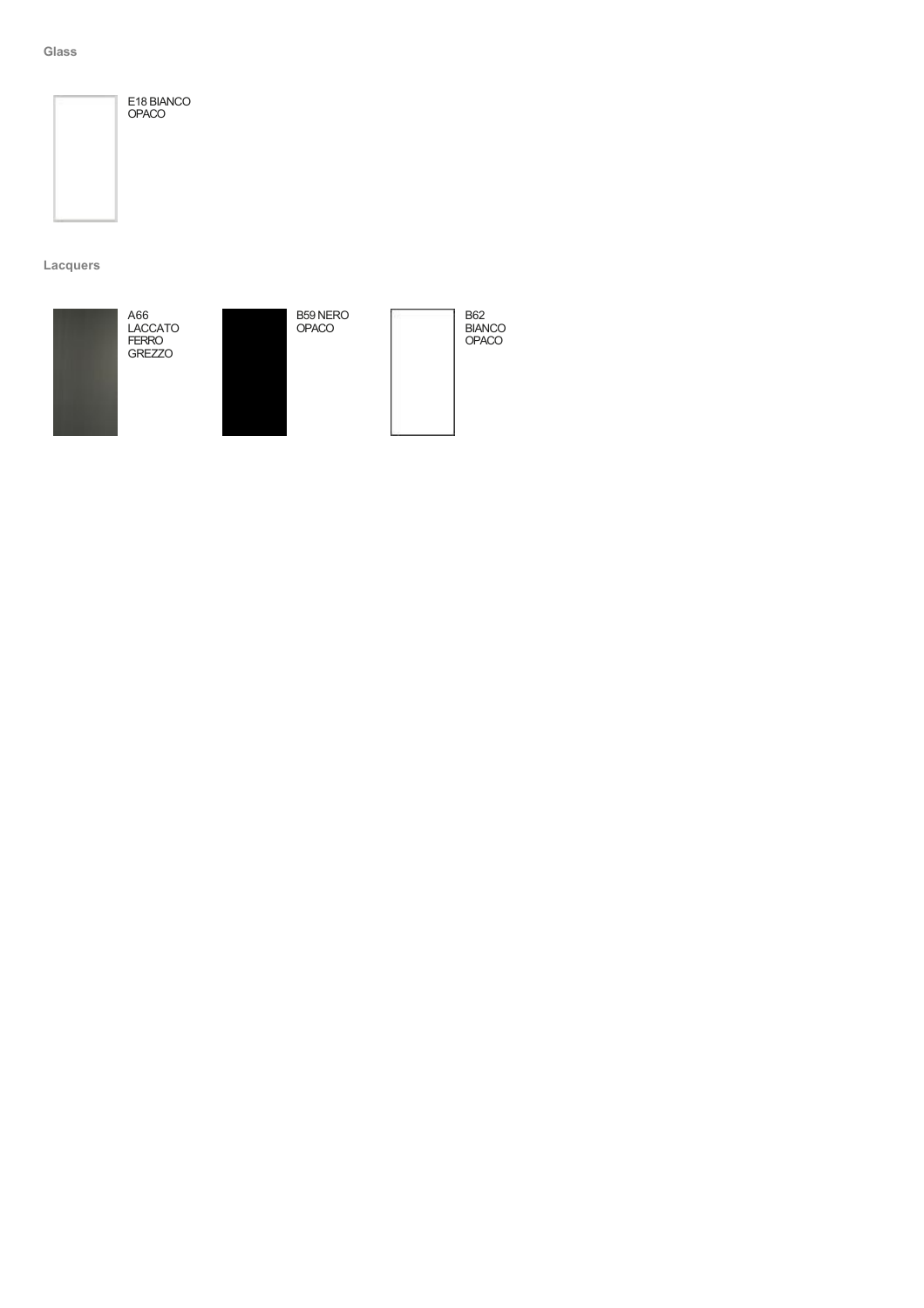## Glass

E18 BIANCO OPACO

## Lacquers

A66 LACCATO FERRO GREZZO

B59 NERO OPACO

B62 BIANCO OPACO